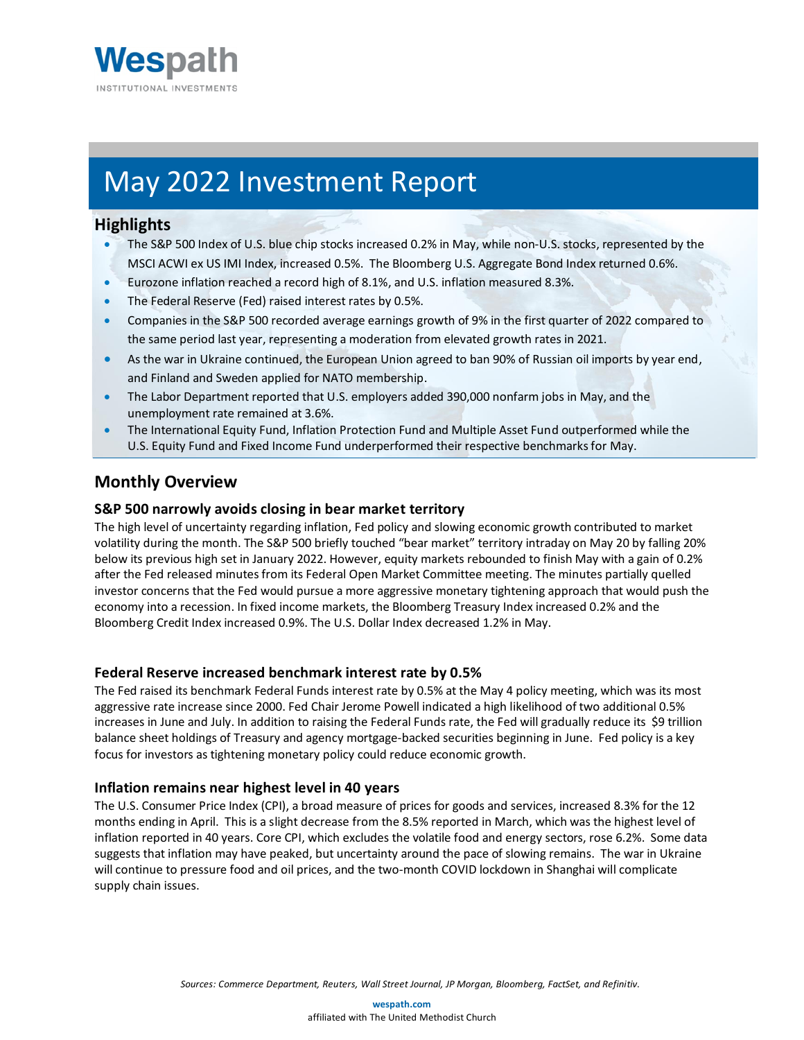Wespath
INSTITUTIONAL INVESTMENTS

# May 2022 Investment Report

## Highlights

- The S&P 500 Index of U.S. blue chip stocks increased 0.2% in May, while non-U.S. stocks, represented by the MSCI ACWI ex US IMI Index, increased 0.5%. The Bloomberg U.S. Aggregate Bond Index returned 0.6%.
- Eurozone inflation reached a record high of 8.1%, and U.S. inflation measured 8.3%.
- The Federal Reserve (Fed) raised interest rates by 0.5%.
- Companies in the S&P 500 recorded average earnings growth of 9% in the first quarter of 2022 compared to the same period last year, representing a moderation from elevated growth rates in 2021.
- As the war in Ukraine continued, the European Union agreed to ban 90% of Russian oil imports by year end, and Finland and Sweden applied for NATO membership.
- The Labor Department reported that U.S. employers added 390,000 nonfarm jobs in May, and the unemployment rate remained at 3.6%.
- The International Equity Fund, Inflation Protection Fund and Multiple Asset Fund outperformed while the U.S. Equity Fund and Fixed Income Fund underperformed their respective benchmarks for May.

## Monthly Overview

### S&P 500 narrowly avoids closing in bear market territory

The high level of uncertainty regarding inflation, Fed policy and slowing economic growth contributed to market volatility during the month. The S&P 500 briefly touched "bear market" territory intraday on May 20 by falling 20% below its previous high set in January 2022. However, equity markets rebounded to finish May with a gain of 0.2% after the Fed released minutes from its Federal Open Market Committee meeting. The minutes partially quelled investor concerns that the Fed would pursue a more aggressive monetary tightening approach that would push the economy into a recession. In fixed income markets, the Bloomberg Treasury Index increased 0.2% and the Bloomberg Credit Index increased 0.9%. The U.S. Dollar Index decreased 1.2% in May.

### Federal Reserve increased benchmark interest rate by 0.5%

The Fed raised its benchmark Federal Funds interest rate by 0.5% at the May 4 policy meeting, which was its most aggressive rate increase since 2000. Fed Chair Jerome Powell indicated a high likelihood of two additional 0.5% increases in June and July. In addition to raising the Federal Funds rate, the Fed will gradually reduce its $9 trillion balance sheet holdings of Treasury and agency mortgage-backed securities beginning in June. Fed policy is a key focus for investors as tightening monetary policy could reduce economic growth.

### Inflation remains near highest level in 40 years

The U.S. Consumer Price Index (CPI), a broad measure of prices for goods and services, increased 8.3% for the 12 months ending in April. This is a slight decrease from the 8.5% reported in March, which was the highest level of inflation reported in 40 years. Core CPI, which excludes the volatile food and energy sectors, rose 6.2%. Some data suggests that inflation may have peaked, but uncertainty around the pace of slowing remains. The war in Ukraine will continue to pressure food and oil prices, and the two-month COVID lockdown in Shanghai will complicate supply chain issues.

*Sources: Commerce Department, Reuters, Wall Street Journal, JP Morgan, Bloomberg, FactSet, and Refinitiv.*

wespath.com
affiliated with The United Methodist Church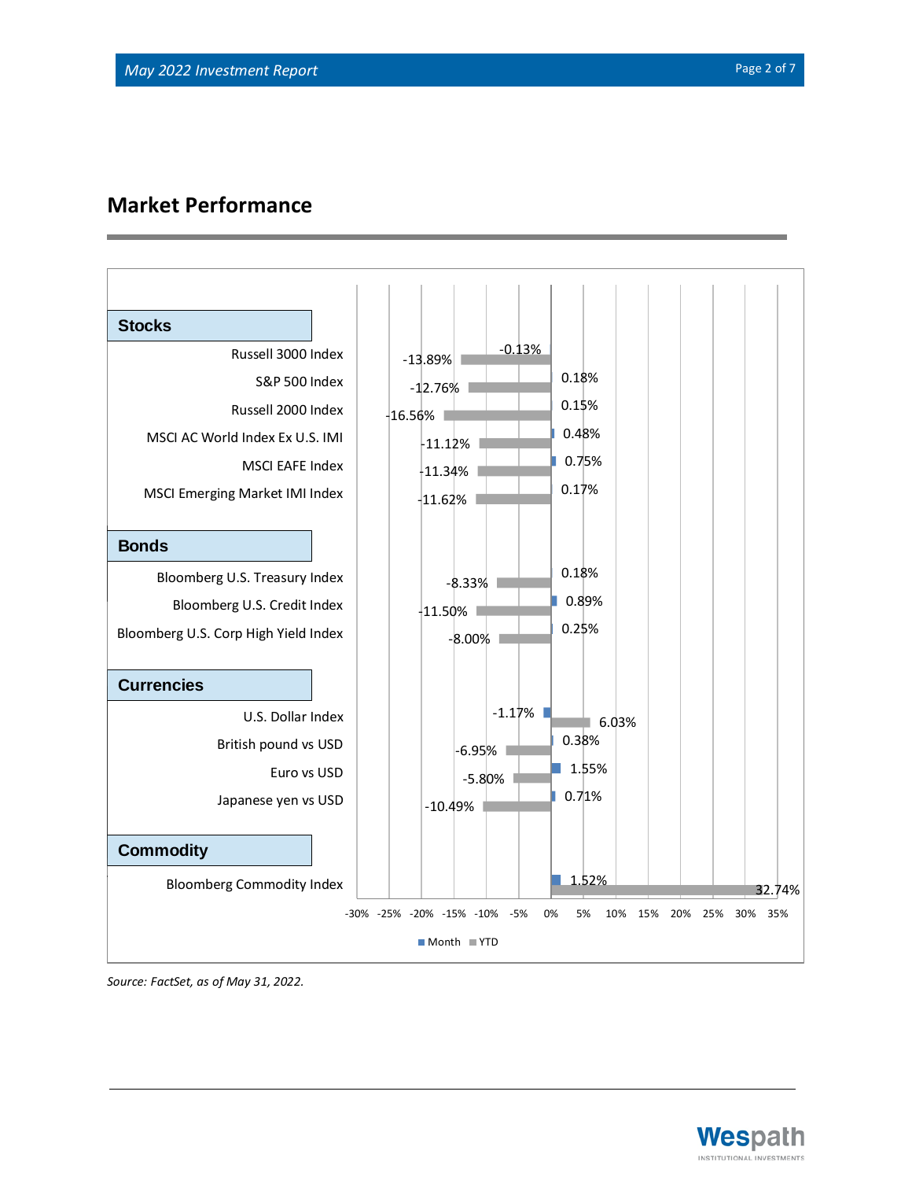## Market Performance

| | Month | YTD |
|---|---|---|
| **Stocks** | | |
| Russell 3000 Index | -0.13% | -13.89% |
| S&P 500 Index | 0.18% | -12.76% |
| Russell 2000 Index | 0.15% | -16.56% |
| MSCI AC World Index Ex U.S. IMI | 0.48% | -11.12% |
| MSCI EAFE Index | 0.75% | -11.34% |
| MSCI Emerging Market IMI Index | 0.17% | -11.62% |
| **Bonds** | | |
| Bloomberg U.S. Treasury Index | 0.18% | -8.33% |
| Bloomberg U.S. Credit Index | 0.89% | -11.50% |
| Bloomberg U.S. Corp High Yield Index | 0.25% | -8.00% |
| **Currencies** | | |
| U.S. Dollar Index | -1.17% | 6.03% |
| British pound vs USD | 0.38% | -6.95% |
| Euro vs USD | 1.55% | -5.80% |
| Japanese yen vs USD | 0.71% | -10.49% |
| **Commodity** | | |
| Bloomberg Commodity Index | 1.52% | 32.74% |

*Source: FactSet, as of May 31, 2022.*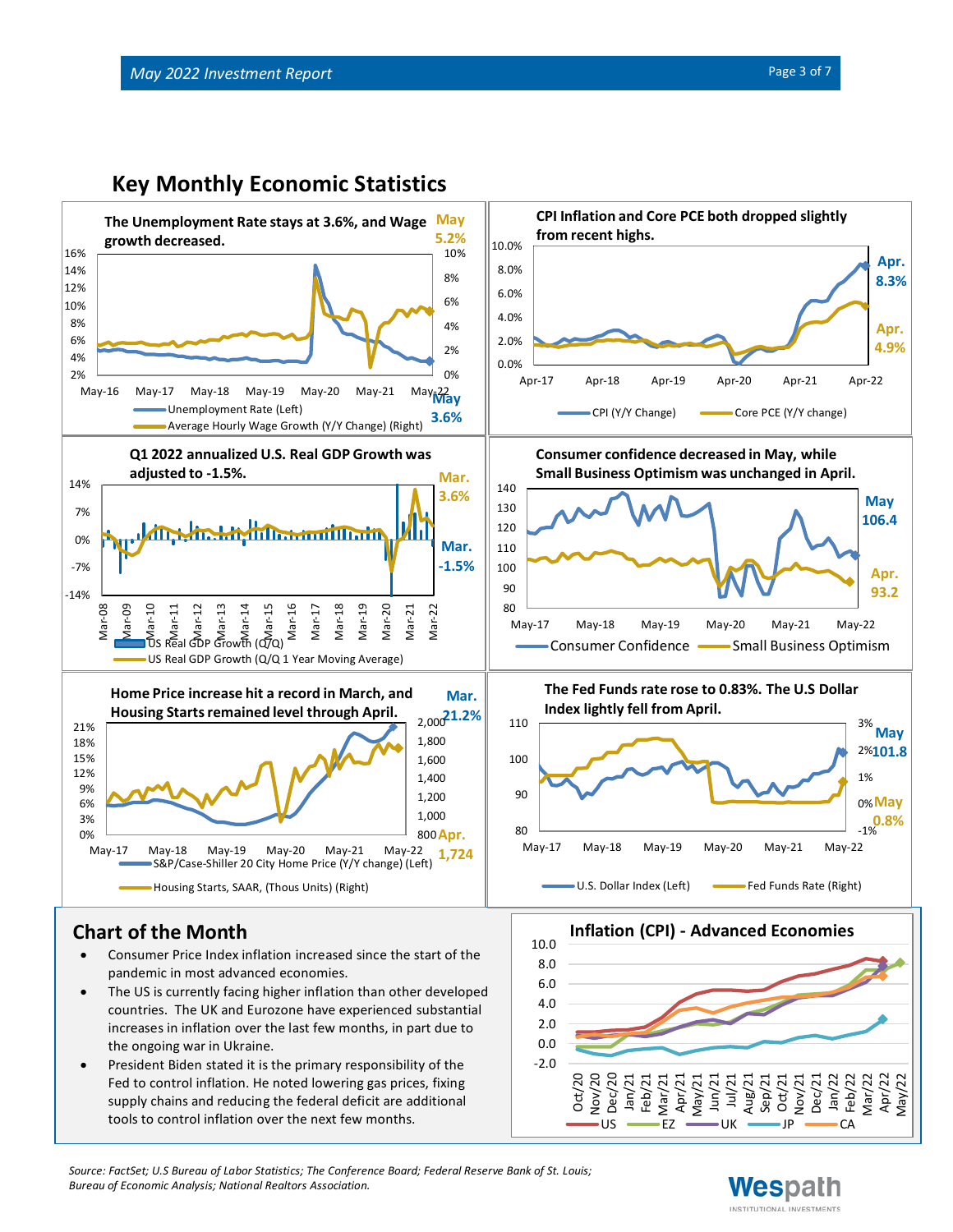# Key Monthly Economic Statistics

**The Unemployment Rate stays at 3.6%, and Wage growth decreased.**

May 5.2%

May 3.6%

Unemployment Rate (Left)
Average Hourly Wage Growth (Y/Y Change) (Right)

**CPI Inflation and Core PCE both dropped slightly from recent highs.**

Apr. 8.3%

Apr. 4.9%

CPI (Y/Y Change)
Core PCE (Y/Y change)

**Q1 2022 annualized U.S. Real GDP Growth was adjusted to -1.5%.**

Mar. 3.6%

Mar. -1.5%

US Real GDP Growth (Q/Q)
US Real GDP Growth (Q/Q 1 Year Moving Average)

**Consumer confidence decreased in May, while Small Business Optimism was unchanged in April.**

May 106.4

Apr. 93.2

Consumer Confidence
Small Business Optimism

**Home Price increase hit a record in March, and Housing Starts remained level through April.**

Mar. 21.2%

Apr. 1,724

S&P/Case-Shiller 20 City Home Price (Y/Y change) (Left)
Housing Starts, SAAR, (Thous Units) (Right)

**The Fed Funds rate rose to 0.83%. The U.S Dollar Index lightly fell from April.**

May 101.8

May 0.8%

U.S. Dollar Index (Left)
Fed Funds Rate (Right)

## Chart of the Month

- Consumer Price Index inflation increased since the start of the pandemic in most advanced economies.
- The US is currently facing higher inflation than other developed countries. The UK and Eurozone have experienced substantial increases in inflation over the last few months, in part due to the ongoing war in Ukraine.
- President Biden stated it is the primary responsibility of the Fed to control inflation. He noted lowering gas prices, fixing supply chains and reducing the federal deficit are additional tools to control inflation over the next few months.

**Inflation (CPI) - Advanced Economies**

US, EZ, UK, JP, CA

*Source: FactSet; U.S Bureau of Labor Statistics; The Conference Board; Federal Reserve Bank of St. Louis; Bureau of Economic Analysis; National Realtors Association.*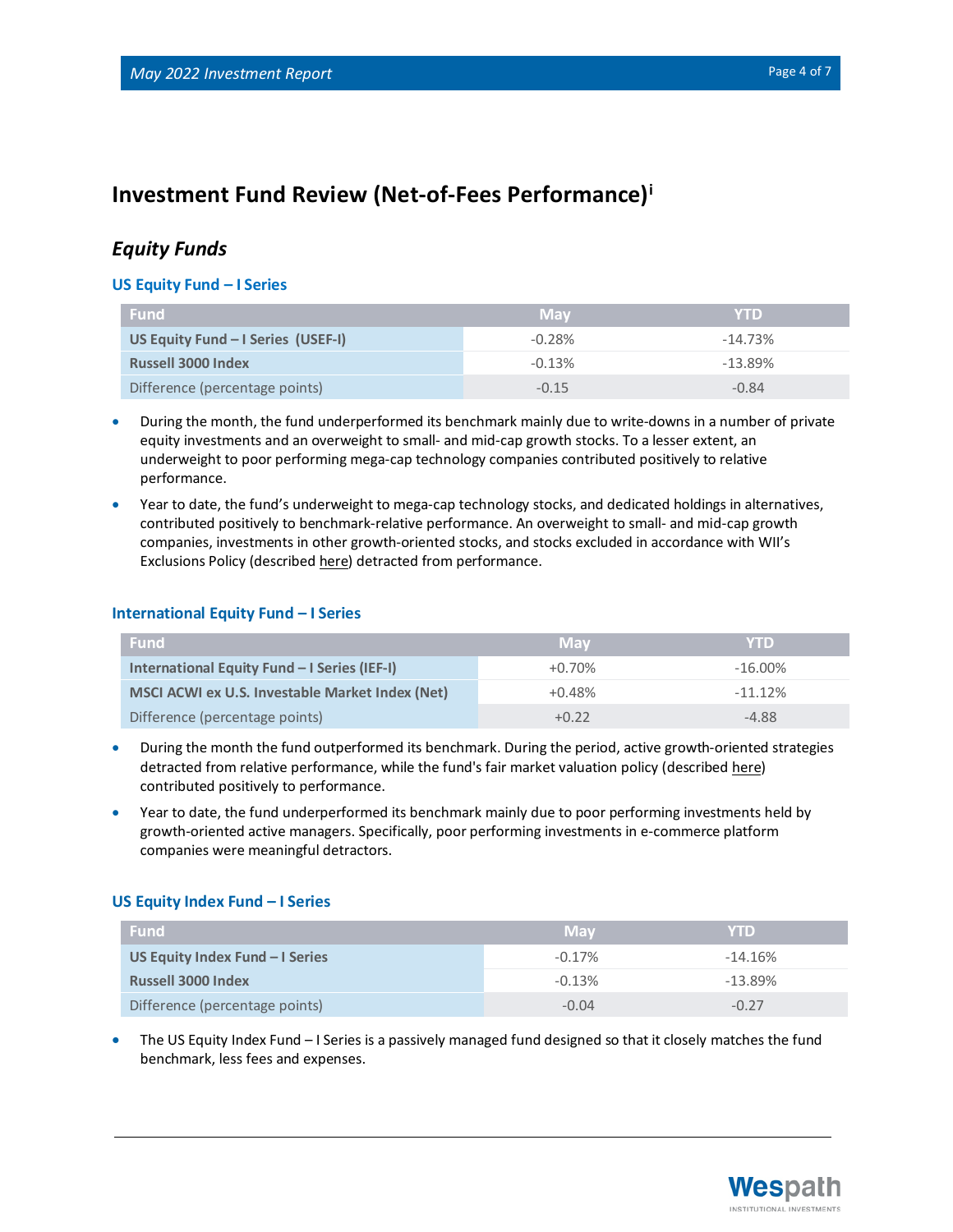# Investment Fund Review (Net-of-Fees Performance)[i]

## *Equity Funds*

### US Equity Fund – I Series

| Fund | May | YTD |
|---|---|---|
| **US Equity Fund – I Series (USEF-I)** | -0.28% | -14.73% |
| **Russell 3000 Index** | -0.13% | -13.89% |
| Difference (percentage points) | -0.15 | -0.84 |

- During the month, the fund underperformed its benchmark mainly due to write-downs in a number of private equity investments and an overweight to small- and mid-cap growth stocks. To a lesser extent, an underweight to poor performing mega-cap technology companies contributed positively to relative performance.
- Year to date, the fund's underweight to mega-cap technology stocks, and dedicated holdings in alternatives, contributed positively to benchmark-relative performance. An overweight to small- and mid-cap growth companies, investments in other growth-oriented stocks, and stocks excluded in accordance with WII's Exclusions Policy (described here) detracted from performance.

### International Equity Fund – I Series

| Fund | May | YTD |
|---|---|---|
| **International Equity Fund – I Series (IEF-I)** | +0.70% | -16.00% |
| **MSCI ACWI ex U.S. Investable Market Index (Net)** | +0.48% | -11.12% |
| Difference (percentage points) | +0.22 | -4.88 |

- During the month the fund outperformed its benchmark. During the period, active growth-oriented strategies detracted from relative performance, while the fund's fair market valuation policy (described here) contributed positively to performance.
- Year to date, the fund underperformed its benchmark mainly due to poor performing investments held by growth-oriented active managers. Specifically, poor performing investments in e-commerce platform companies were meaningful detractors.

### US Equity Index Fund – I Series

| Fund | May | YTD |
|---|---|---|
| **US Equity Index Fund – I Series** | -0.17% | -14.16% |
| **Russell 3000 Index** | -0.13% | -13.89% |
| Difference (percentage points) | -0.04 | -0.27 |

- The US Equity Index Fund – I Series is a passively managed fund designed so that it closely matches the fund benchmark, less fees and expenses.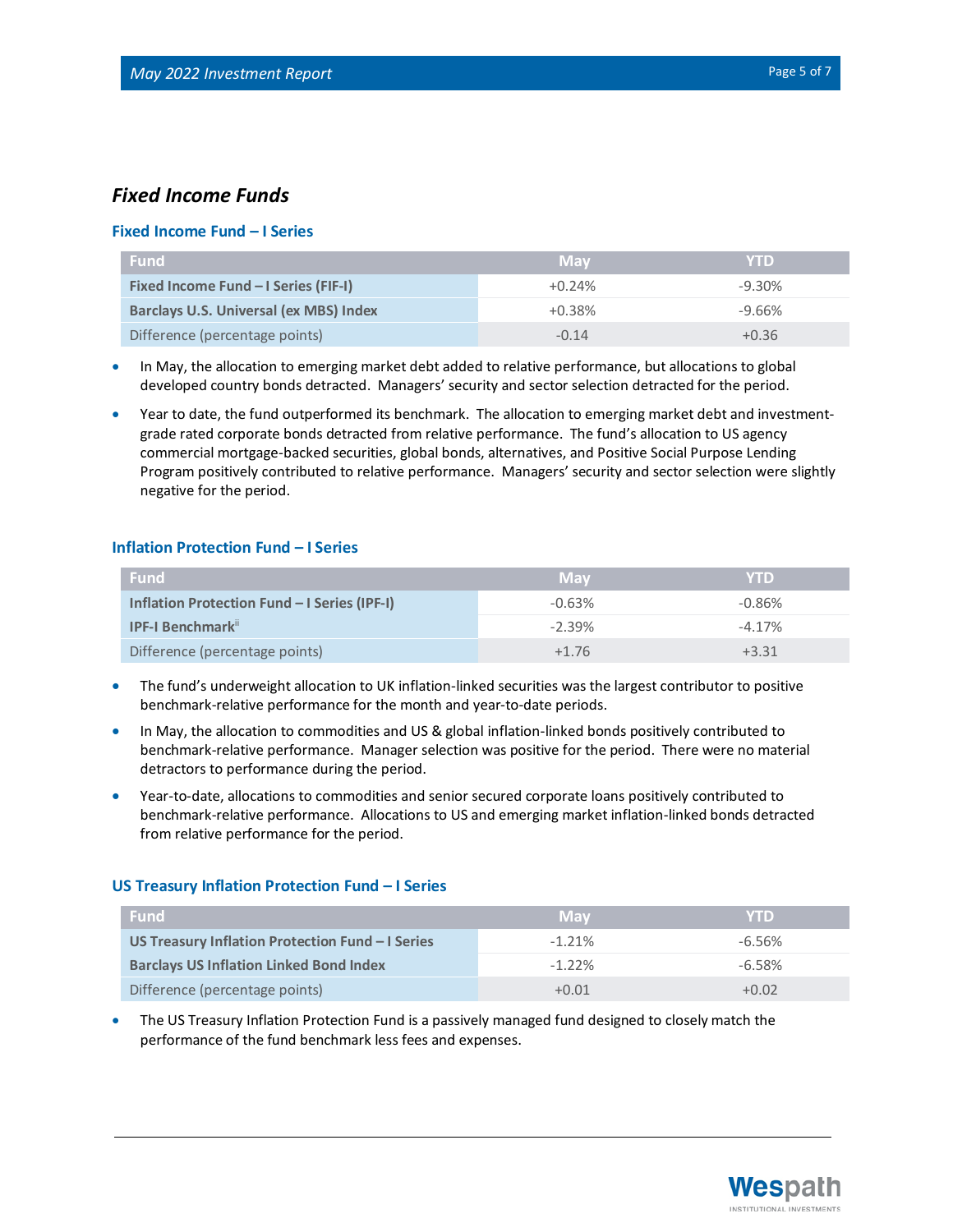## *Fixed Income Funds*

### Fixed Income Fund – I Series

| Fund | May | YTD |
|---|---|---|
| **Fixed Income Fund – I Series (FIF-I)** | +0.24% | -9.30% |
| **Barclays U.S. Universal (ex MBS) Index** | +0.38% | -9.66% |
| Difference (percentage points) | -0.14 | +0.36 |

- In May, the allocation to emerging market debt added to relative performance, but allocations to global developed country bonds detracted. Managers' security and sector selection detracted for the period.
- Year to date, the fund outperformed its benchmark. The allocation to emerging market debt and investment-grade rated corporate bonds detracted from relative performance. The fund's allocation to US agency commercial mortgage-backed securities, global bonds, alternatives, and Positive Social Purpose Lending Program positively contributed to relative performance. Managers' security and sector selection were slightly negative for the period.

### Inflation Protection Fund – I Series

| Fund | May | YTD |
|---|---|---|
| **Inflation Protection Fund – I Series (IPF-I)** | -0.63% | -0.86% |
| **IPF-I Benchmark**[ii] | -2.39% | -4.17% |
| Difference (percentage points) | +1.76 | +3.31 |

- The fund's underweight allocation to UK inflation-linked securities was the largest contributor to positive benchmark-relative performance for the month and year-to-date periods.
- In May, the allocation to commodities and US & global inflation-linked bonds positively contributed to benchmark-relative performance. Manager selection was positive for the period. There were no material detractors to performance during the period.
- Year-to-date, allocations to commodities and senior secured corporate loans positively contributed to benchmark-relative performance. Allocations to US and emerging market inflation-linked bonds detracted from relative performance for the period.

### US Treasury Inflation Protection Fund – I Series

| Fund | May | YTD |
|---|---|---|
| **US Treasury Inflation Protection Fund – I Series** | -1.21% | -6.56% |
| **Barclays US Inflation Linked Bond Index** | -1.22% | -6.58% |
| Difference (percentage points) | +0.01 | +0.02 |

- The US Treasury Inflation Protection Fund is a passively managed fund designed to closely match the performance of the fund benchmark less fees and expenses.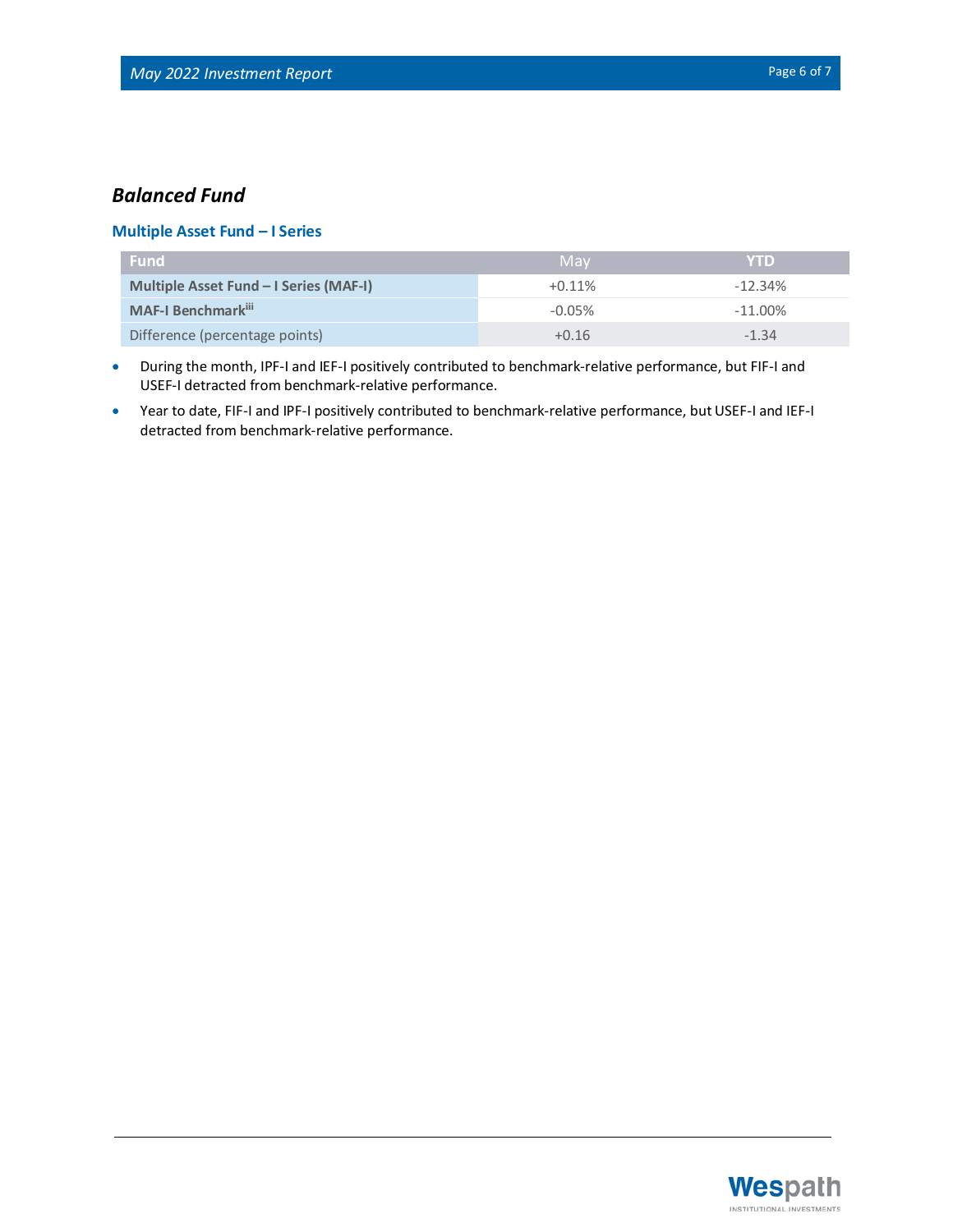## *Balanced Fund*

### Multiple Asset Fund – I Series

| Fund | May | YTD |
|---|---|---|
| **Multiple Asset Fund – I Series (MAF-I)** | +0.11% | -12.34% |
| **MAF-I Benchmark**[iii] | -0.05% | -11.00% |
| Difference (percentage points) | +0.16 | -1.34 |

- During the month, IPF-I and IEF-I positively contributed to benchmark-relative performance, but FIF-I and USEF-I detracted from benchmark-relative performance.
- Year to date, FIF-I and IPF-I positively contributed to benchmark-relative performance, but USEF-I and IEF-I detracted from benchmark-relative performance.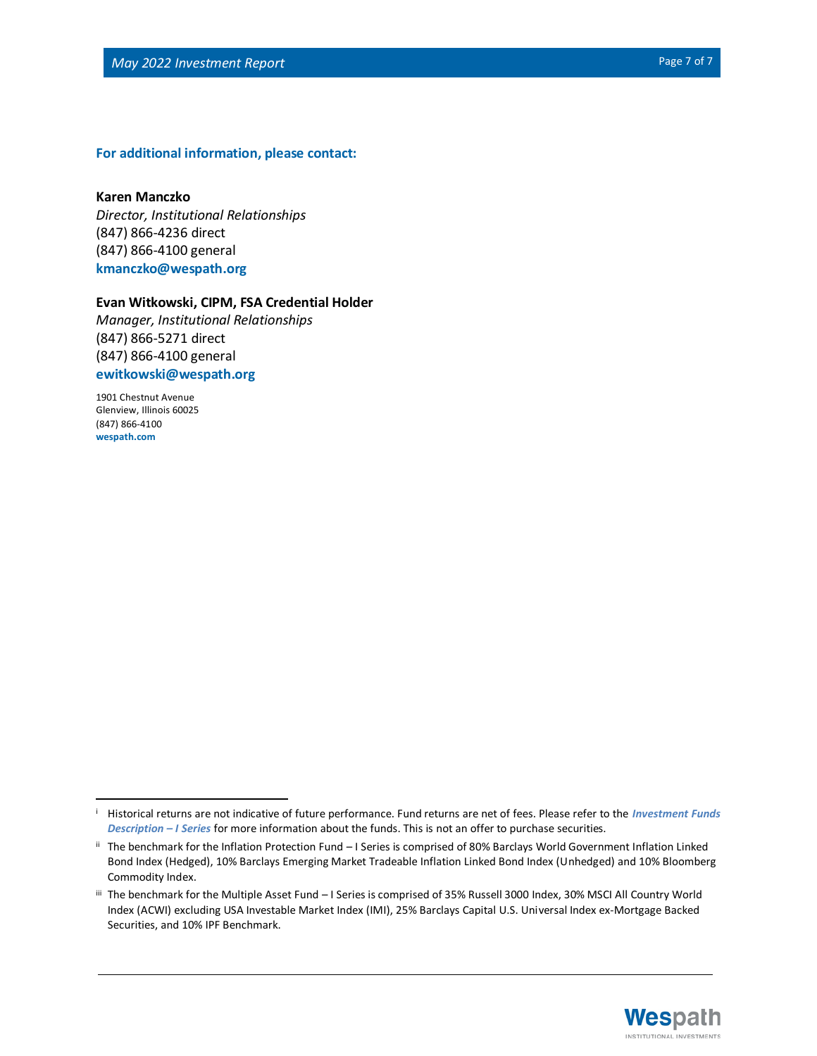**For additional information, please contact:**

**Karen Manczko**
*Director, Institutional Relationships*
(847) 866-4236 direct
(847) 866-4100 general
**kmanczko@wespath.org**

**Evan Witkowski, CIPM, FSA Credential Holder**
*Manager, Institutional Relationships*
(847) 866-5271 direct
(847) 866-4100 general
**ewitkowski@wespath.org**

1901 Chestnut Avenue
Glenview, Illinois 60025
(847) 866-4100
**wespath.com**

---

[i] Historical returns are not indicative of future performance. Fund returns are net of fees. Please refer to the ***Investment Funds Description – I Series*** for more information about the funds. This is not an offer to purchase securities.

[ii] The benchmark for the Inflation Protection Fund – I Series is comprised of 80% Barclays World Government Inflation Linked Bond Index (Hedged), 10% Barclays Emerging Market Tradeable Inflation Linked Bond Index (Unhedged) and 10% Bloomberg Commodity Index.

[iii] The benchmark for the Multiple Asset Fund – I Series is comprised of 35% Russell 3000 Index, 30% MSCI All Country World Index (ACWI) excluding USA Investable Market Index (IMI), 25% Barclays Capital U.S. Universal Index ex-Mortgage Backed Securities, and 10% IPF Benchmark.